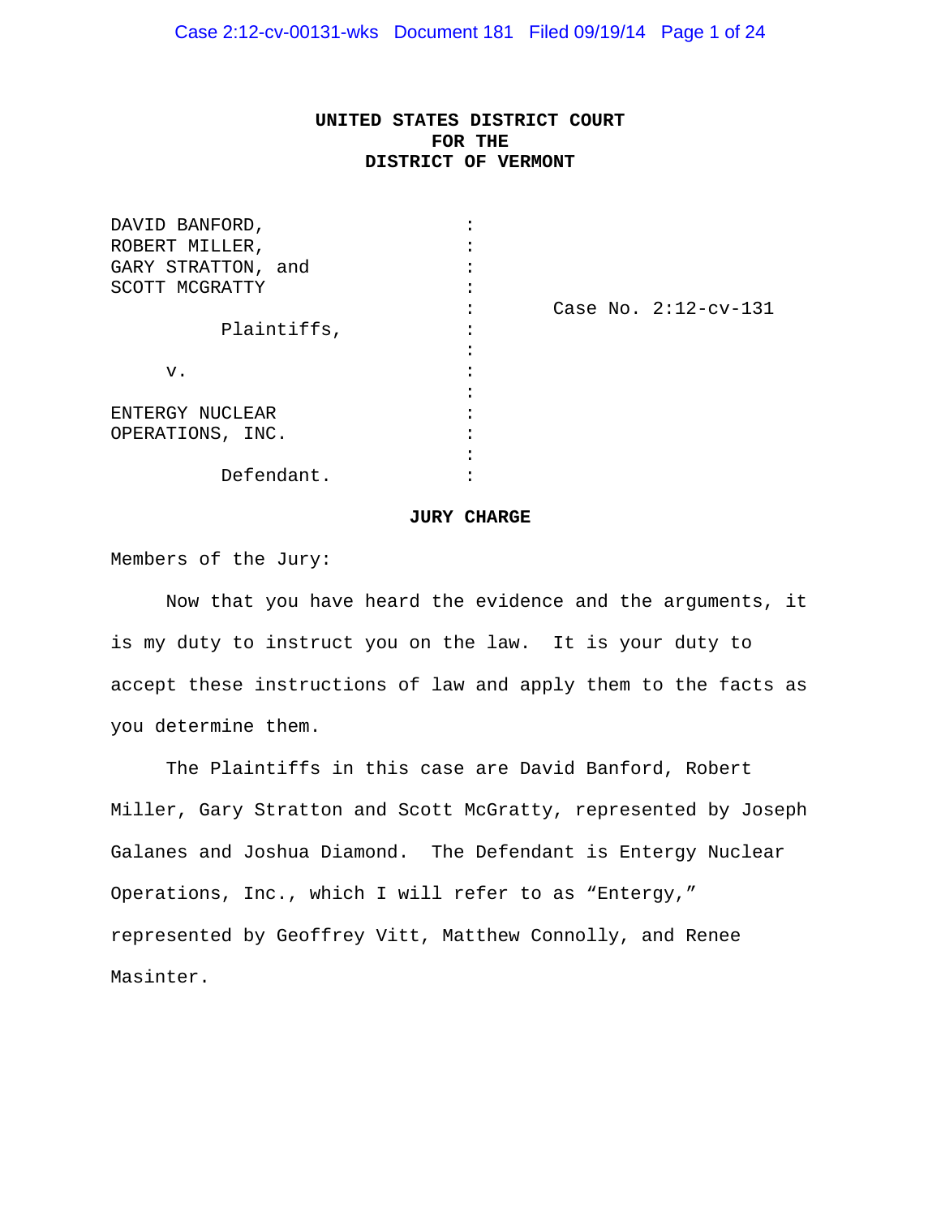**UNITED STATES DISTRICT COURT**
**FOR THE**
**DISTRICT OF VERMONT**

| | | |
|---|---|---|
| DAVID BANFORD, ROBERT MILLER, GARY STRATTON, and SCOTT MCGRATTY | : | |
| Plaintiffs, | : | Case No. 2:12-cv-131 |
| v. | : | |
| ENTERGY NUCLEAR OPERATIONS, INC. | : | |
| Defendant. | : | |

## JURY CHARGE

Members of the Jury:

Now that you have heard the evidence and the arguments, it is my duty to instruct you on the law. It is your duty to accept these instructions of law and apply them to the facts as you determine them.

The Plaintiffs in this case are David Banford, Robert Miller, Gary Stratton and Scott McGratty, represented by Joseph Galanes and Joshua Diamond. The Defendant is Entergy Nuclear Operations, Inc., which I will refer to as "Entergy," represented by Geoffrey Vitt, Matthew Connolly, and Renee Masinter.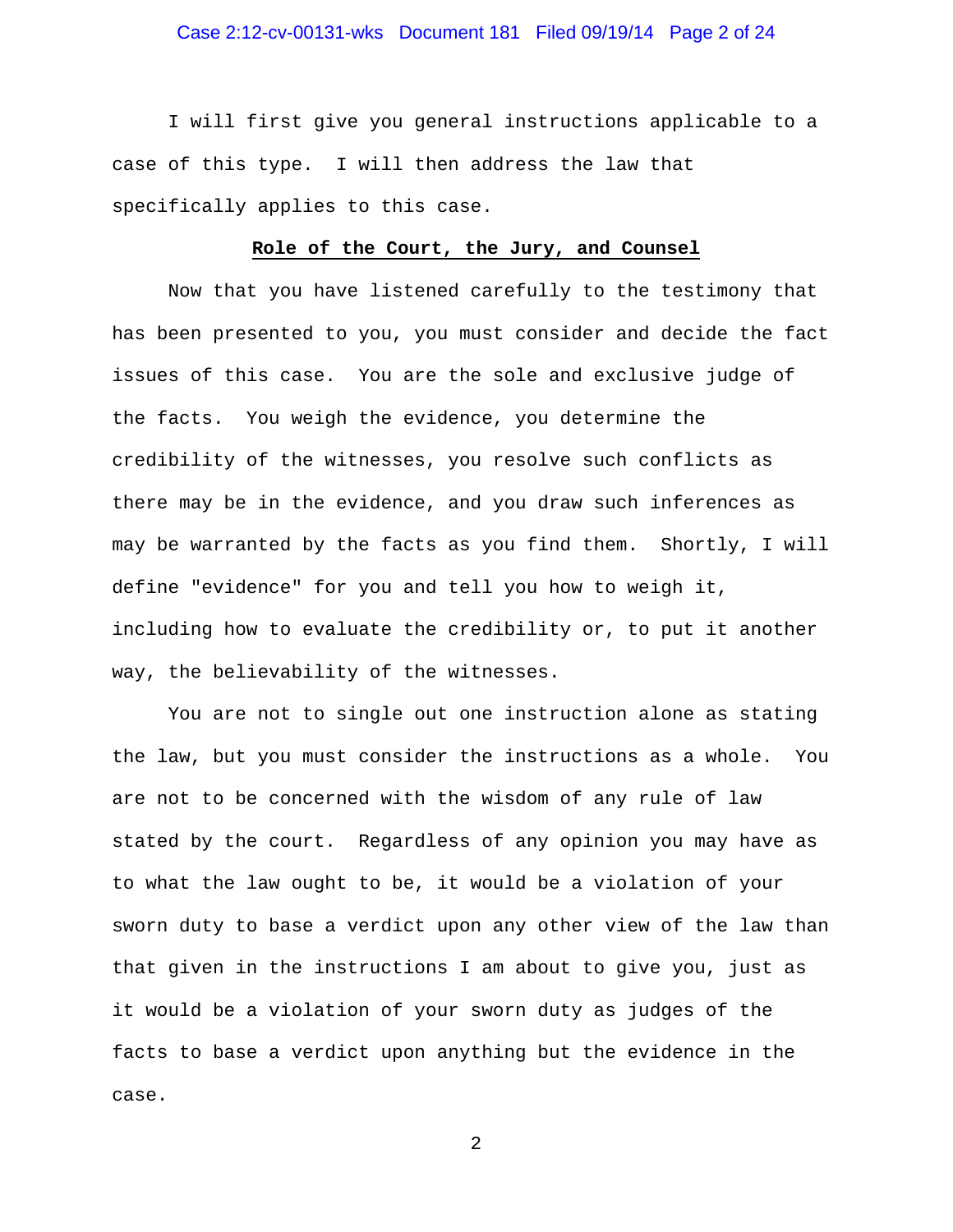I will first give you general instructions applicable to a case of this type. I will then address the law that specifically applies to this case.

## Role of the Court, the Jury, and Counsel

Now that you have listened carefully to the testimony that has been presented to you, you must consider and decide the fact issues of this case. You are the sole and exclusive judge of the facts. You weigh the evidence, you determine the credibility of the witnesses, you resolve such conflicts as there may be in the evidence, and you draw such inferences as may be warranted by the facts as you find them. Shortly, I will define "evidence" for you and tell you how to weigh it, including how to evaluate the credibility or, to put it another way, the believability of the witnesses.

You are not to single out one instruction alone as stating the law, but you must consider the instructions as a whole. You are not to be concerned with the wisdom of any rule of law stated by the court. Regardless of any opinion you may have as to what the law ought to be, it would be a violation of your sworn duty to base a verdict upon any other view of the law than that given in the instructions I am about to give you, just as it would be a violation of your sworn duty as judges of the facts to base a verdict upon anything but the evidence in the case.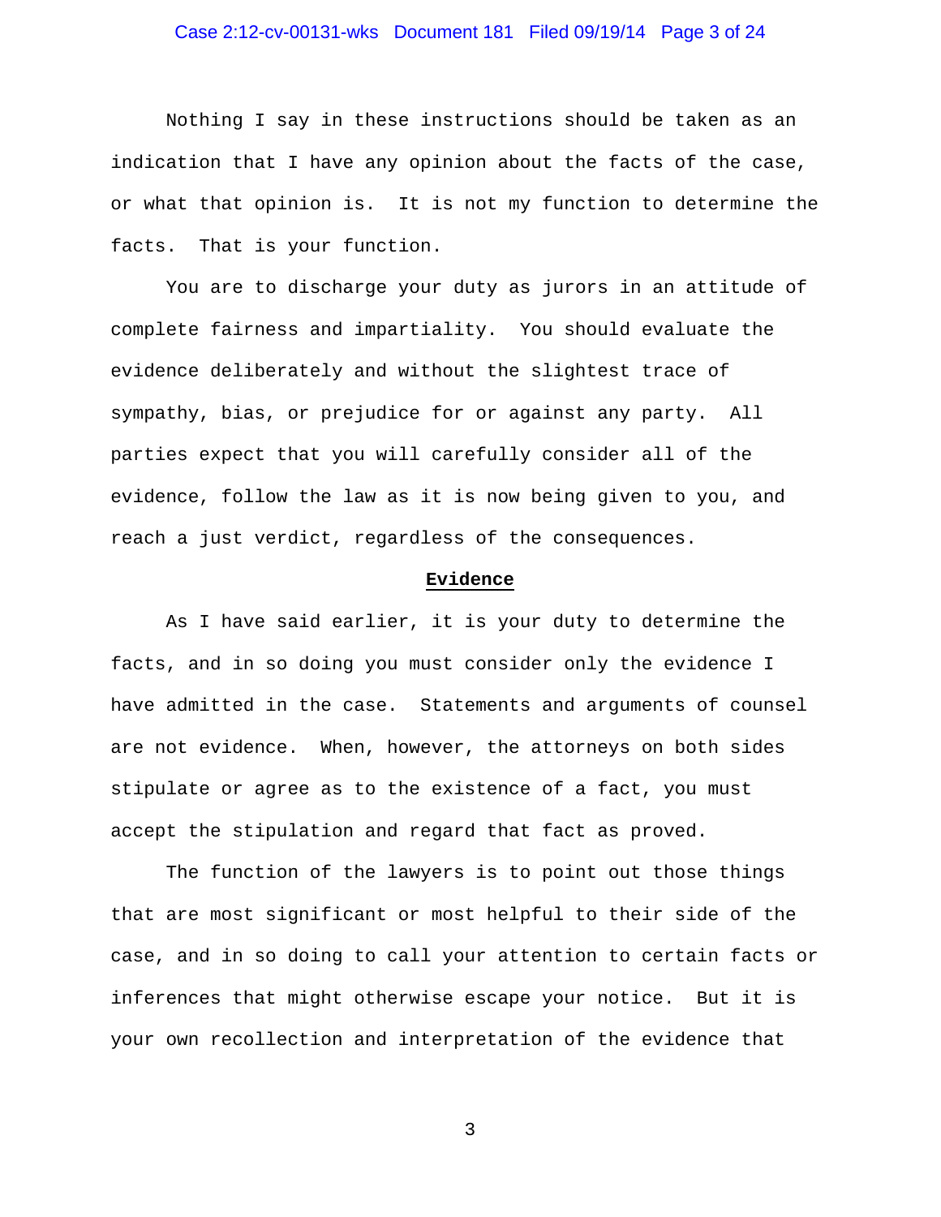Nothing I say in these instructions should be taken as an indication that I have any opinion about the facts of the case, or what that opinion is. It is not my function to determine the facts. That is your function.

You are to discharge your duty as jurors in an attitude of complete fairness and impartiality. You should evaluate the evidence deliberately and without the slightest trace of sympathy, bias, or prejudice for or against any party. All parties expect that you will carefully consider all of the evidence, follow the law as it is now being given to you, and reach a just verdict, regardless of the consequences.

**Evidence**

As I have said earlier, it is your duty to determine the facts, and in so doing you must consider only the evidence I have admitted in the case. Statements and arguments of counsel are not evidence. When, however, the attorneys on both sides stipulate or agree as to the existence of a fact, you must accept the stipulation and regard that fact as proved.

The function of the lawyers is to point out those things that are most significant or most helpful to their side of the case, and in so doing to call your attention to certain facts or inferences that might otherwise escape your notice. But it is your own recollection and interpretation of the evidence that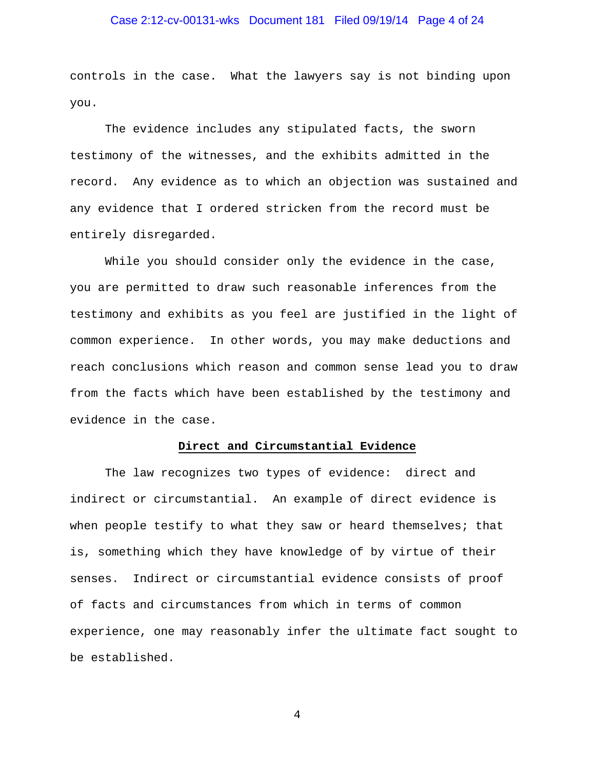controls in the case. What the lawyers say is not binding upon you.

The evidence includes any stipulated facts, the sworn testimony of the witnesses, and the exhibits admitted in the record. Any evidence as to which an objection was sustained and any evidence that I ordered stricken from the record must be entirely disregarded.

While you should consider only the evidence in the case, you are permitted to draw such reasonable inferences from the testimony and exhibits as you feel are justified in the light of common experience. In other words, you may make deductions and reach conclusions which reason and common sense lead you to draw from the facts which have been established by the testimony and evidence in the case.

## Direct and Circumstantial Evidence

The law recognizes two types of evidence: direct and indirect or circumstantial. An example of direct evidence is when people testify to what they saw or heard themselves; that is, something which they have knowledge of by virtue of their senses. Indirect or circumstantial evidence consists of proof of facts and circumstances from which in terms of common experience, one may reasonably infer the ultimate fact sought to be established.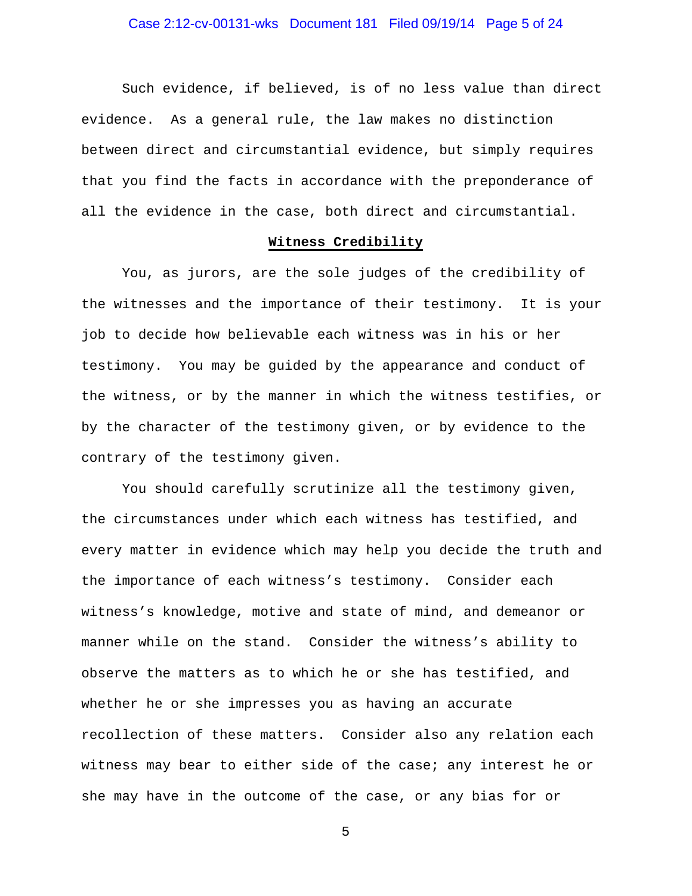Such evidence, if believed, is of no less value than direct evidence. As a general rule, the law makes no distinction between direct and circumstantial evidence, but simply requires that you find the facts in accordance with the preponderance of all the evidence in the case, both direct and circumstantial.

## Witness Credibility

You, as jurors, are the sole judges of the credibility of the witnesses and the importance of their testimony. It is your job to decide how believable each witness was in his or her testimony. You may be guided by the appearance and conduct of the witness, or by the manner in which the witness testifies, or by the character of the testimony given, or by evidence to the contrary of the testimony given.

You should carefully scrutinize all the testimony given, the circumstances under which each witness has testified, and every matter in evidence which may help you decide the truth and the importance of each witness's testimony. Consider each witness's knowledge, motive and state of mind, and demeanor or manner while on the stand. Consider the witness's ability to observe the matters as to which he or she has testified, and whether he or she impresses you as having an accurate recollection of these matters. Consider also any relation each witness may bear to either side of the case; any interest he or she may have in the outcome of the case, or any bias for or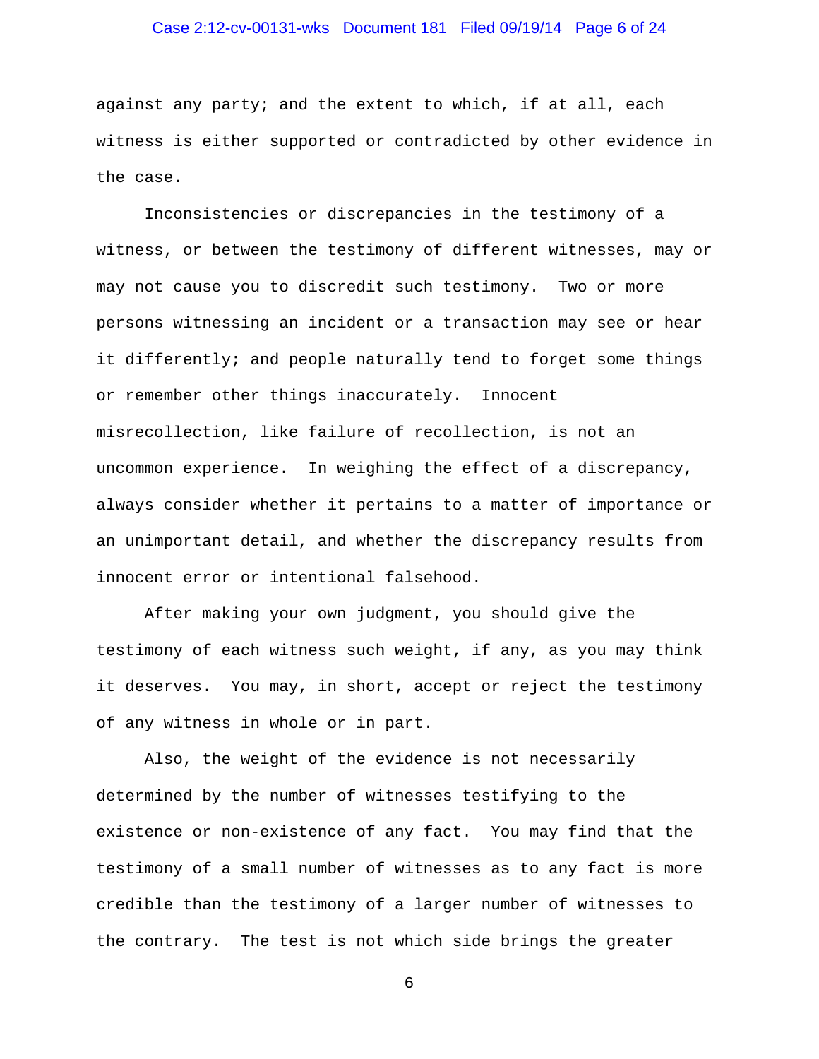against any party; and the extent to which, if at all, each witness is either supported or contradicted by other evidence in the case.

Inconsistencies or discrepancies in the testimony of a witness, or between the testimony of different witnesses, may or may not cause you to discredit such testimony. Two or more persons witnessing an incident or a transaction may see or hear it differently; and people naturally tend to forget some things or remember other things inaccurately. Innocent misrecollection, like failure of recollection, is not an uncommon experience. In weighing the effect of a discrepancy, always consider whether it pertains to a matter of importance or an unimportant detail, and whether the discrepancy results from innocent error or intentional falsehood.

After making your own judgment, you should give the testimony of each witness such weight, if any, as you may think it deserves. You may, in short, accept or reject the testimony of any witness in whole or in part.

Also, the weight of the evidence is not necessarily determined by the number of witnesses testifying to the existence or non-existence of any fact. You may find that the testimony of a small number of witnesses as to any fact is more credible than the testimony of a larger number of witnesses to the contrary. The test is not which side brings the greater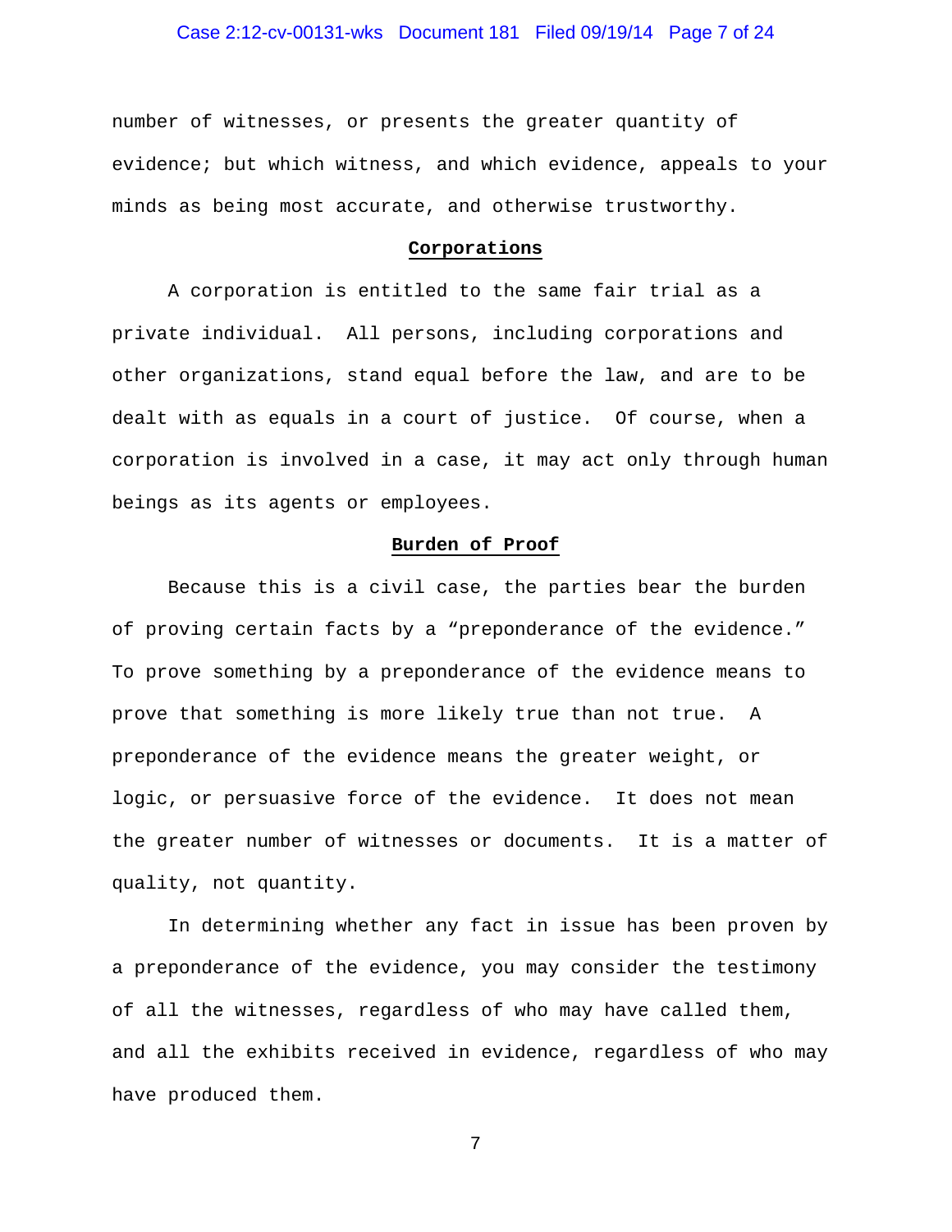number of witnesses, or presents the greater quantity of evidence; but which witness, and which evidence, appeals to your minds as being most accurate, and otherwise trustworthy.

## Corporations

A corporation is entitled to the same fair trial as a private individual. All persons, including corporations and other organizations, stand equal before the law, and are to be dealt with as equals in a court of justice. Of course, when a corporation is involved in a case, it may act only through human beings as its agents or employees.

## Burden of Proof

Because this is a civil case, the parties bear the burden of proving certain facts by a "preponderance of the evidence." To prove something by a preponderance of the evidence means to prove that something is more likely true than not true. A preponderance of the evidence means the greater weight, or logic, or persuasive force of the evidence. It does not mean the greater number of witnesses or documents. It is a matter of quality, not quantity.

In determining whether any fact in issue has been proven by a preponderance of the evidence, you may consider the testimony of all the witnesses, regardless of who may have called them, and all the exhibits received in evidence, regardless of who may have produced them.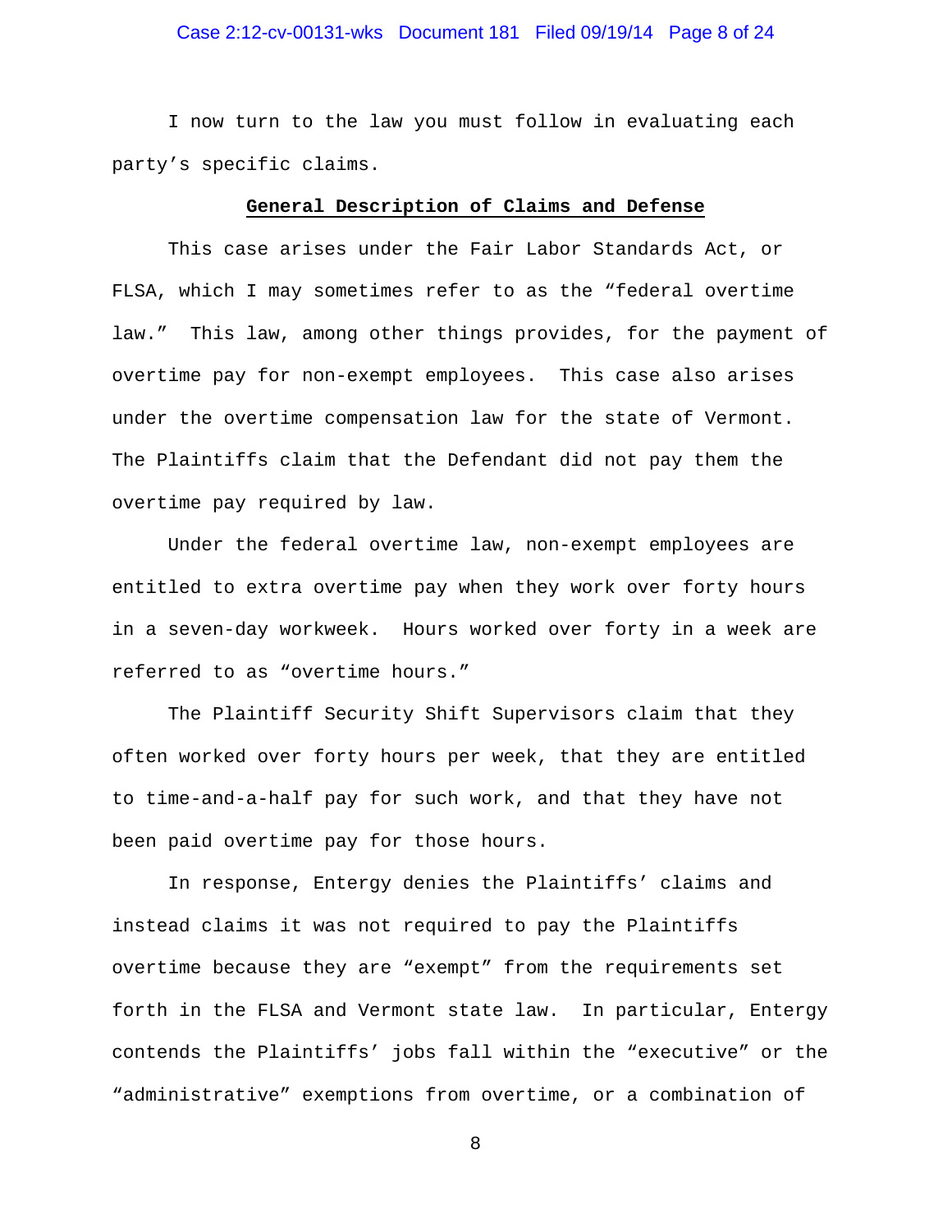I now turn to the law you must follow in evaluating each party's specific claims.

## General Description of Claims and Defense

This case arises under the Fair Labor Standards Act, or FLSA, which I may sometimes refer to as the "federal overtime law." This law, among other things provides, for the payment of overtime pay for non-exempt employees. This case also arises under the overtime compensation law for the state of Vermont. The Plaintiffs claim that the Defendant did not pay them the overtime pay required by law.

Under the federal overtime law, non-exempt employees are entitled to extra overtime pay when they work over forty hours in a seven-day workweek. Hours worked over forty in a week are referred to as "overtime hours."

The Plaintiff Security Shift Supervisors claim that they often worked over forty hours per week, that they are entitled to time-and-a-half pay for such work, and that they have not been paid overtime pay for those hours.

In response, Entergy denies the Plaintiffs' claims and instead claims it was not required to pay the Plaintiffs overtime because they are "exempt" from the requirements set forth in the FLSA and Vermont state law. In particular, Entergy contends the Plaintiffs' jobs fall within the "executive" or the "administrative" exemptions from overtime, or a combination of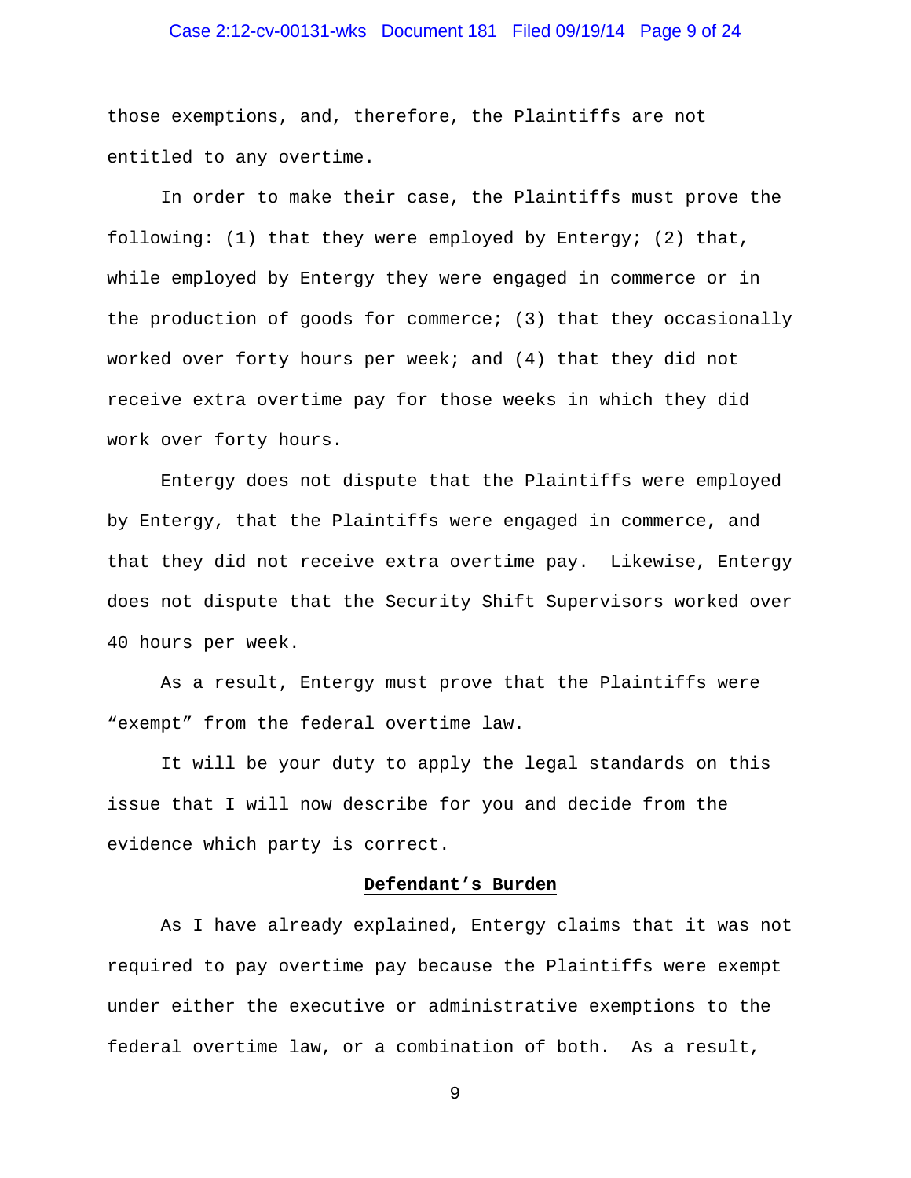those exemptions, and, therefore, the Plaintiffs are not entitled to any overtime.

In order to make their case, the Plaintiffs must prove the following: (1) that they were employed by Entergy; (2) that, while employed by Entergy they were engaged in commerce or in the production of goods for commerce; (3) that they occasionally worked over forty hours per week; and (4) that they did not receive extra overtime pay for those weeks in which they did work over forty hours.

Entergy does not dispute that the Plaintiffs were employed by Entergy, that the Plaintiffs were engaged in commerce, and that they did not receive extra overtime pay. Likewise, Entergy does not dispute that the Security Shift Supervisors worked over 40 hours per week.

As a result, Entergy must prove that the Plaintiffs were "exempt" from the federal overtime law.

It will be your duty to apply the legal standards on this issue that I will now describe for you and decide from the evidence which party is correct.

**Defendant's Burden**

As I have already explained, Entergy claims that it was not required to pay overtime pay because the Plaintiffs were exempt under either the executive or administrative exemptions to the federal overtime law, or a combination of both. As a result,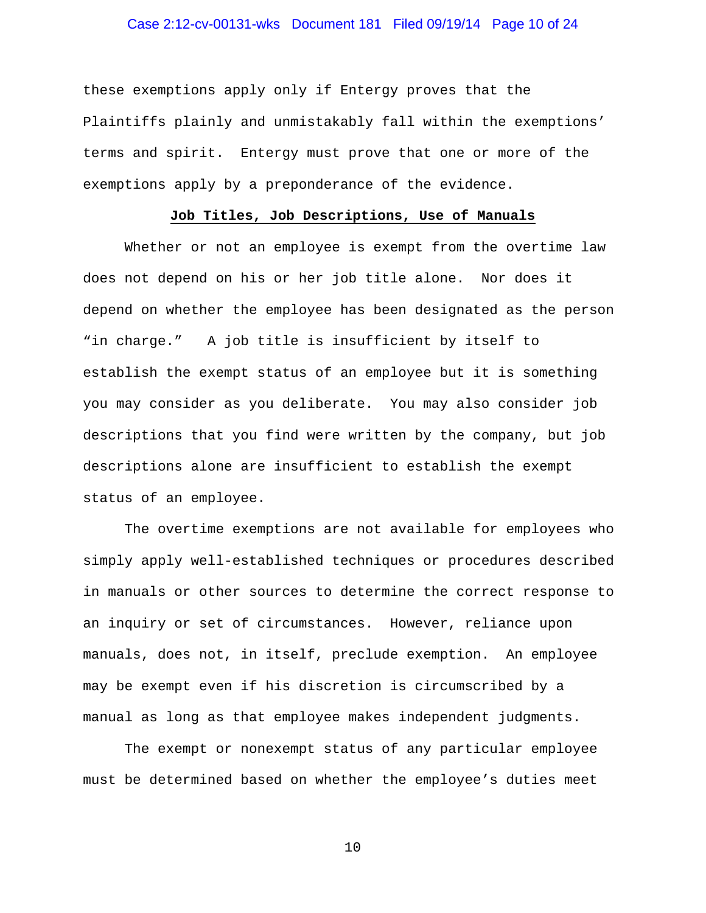these exemptions apply only if Entergy proves that the Plaintiffs plainly and unmistakably fall within the exemptions' terms and spirit. Entergy must prove that one or more of the exemptions apply by a preponderance of the evidence.

**Job Titles, Job Descriptions, Use of Manuals**

Whether or not an employee is exempt from the overtime law does not depend on his or her job title alone. Nor does it depend on whether the employee has been designated as the person "in charge." A job title is insufficient by itself to establish the exempt status of an employee but it is something you may consider as you deliberate. You may also consider job descriptions that you find were written by the company, but job descriptions alone are insufficient to establish the exempt status of an employee.

The overtime exemptions are not available for employees who simply apply well-established techniques or procedures described in manuals or other sources to determine the correct response to an inquiry or set of circumstances. However, reliance upon manuals, does not, in itself, preclude exemption. An employee may be exempt even if his discretion is circumscribed by a manual as long as that employee makes independent judgments.

The exempt or nonexempt status of any particular employee must be determined based on whether the employee's duties meet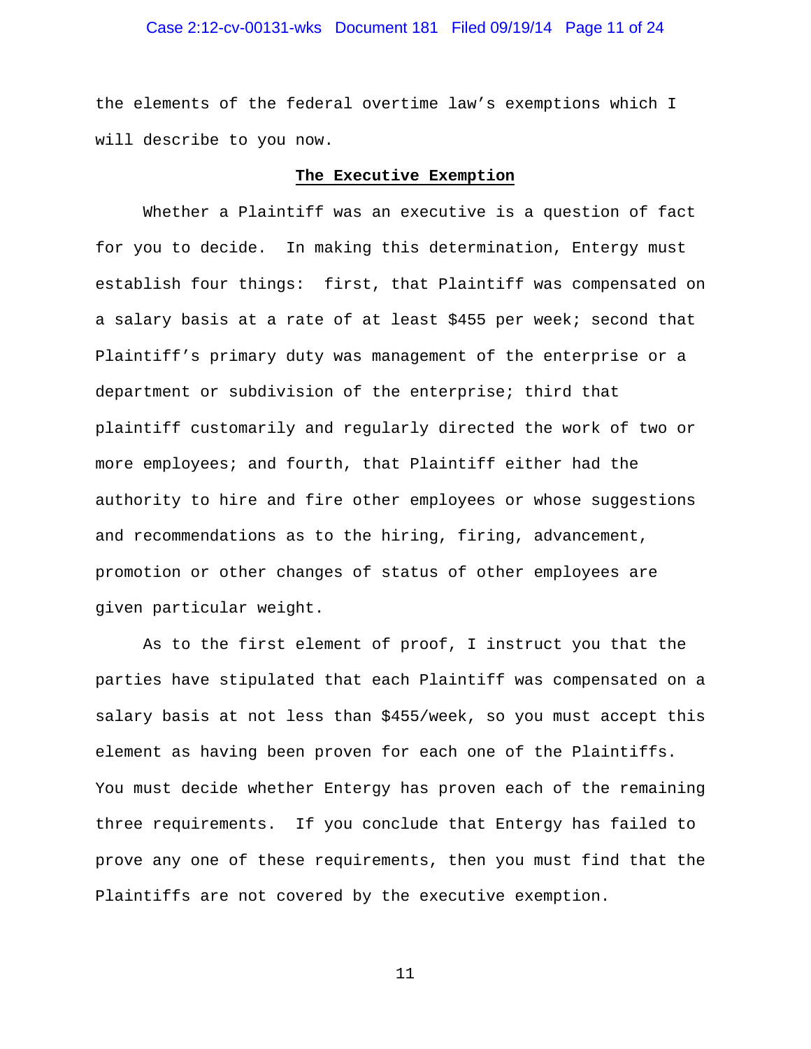the elements of the federal overtime law's exemptions which I will describe to you now.

**The Executive Exemption**

Whether a Plaintiff was an executive is a question of fact for you to decide. In making this determination, Entergy must establish four things: first, that Plaintiff was compensated on a salary basis at a rate of at least $455 per week; second that Plaintiff's primary duty was management of the enterprise or a department or subdivision of the enterprise; third that plaintiff customarily and regularly directed the work of two or more employees; and fourth, that Plaintiff either had the authority to hire and fire other employees or whose suggestions and recommendations as to the hiring, firing, advancement, promotion or other changes of status of other employees are given particular weight.

As to the first element of proof, I instruct you that the parties have stipulated that each Plaintiff was compensated on a salary basis at not less than $455/week, so you must accept this element as having been proven for each one of the Plaintiffs. You must decide whether Entergy has proven each of the remaining three requirements. If you conclude that Entergy has failed to prove any one of these requirements, then you must find that the Plaintiffs are not covered by the executive exemption.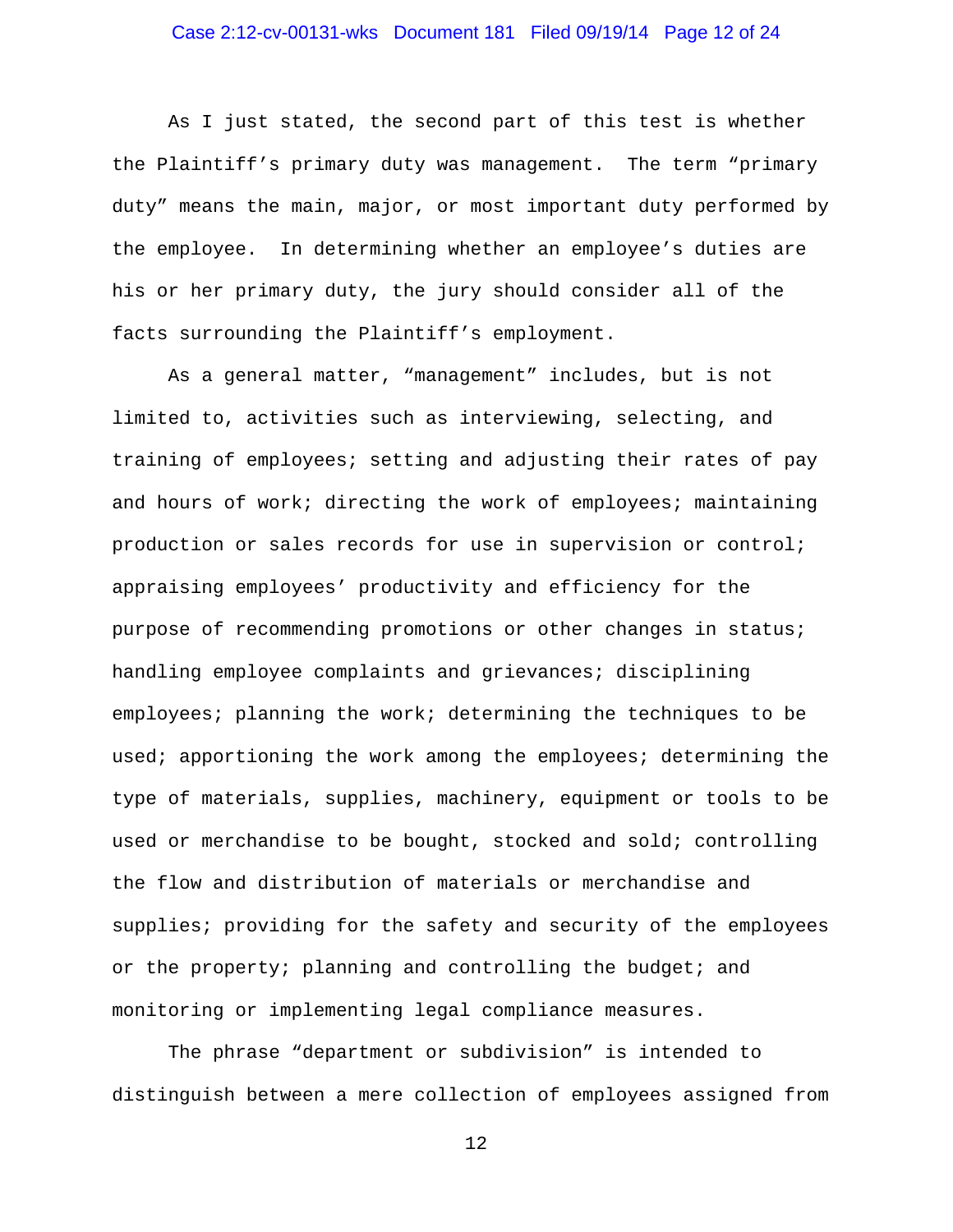As I just stated, the second part of this test is whether the Plaintiff's primary duty was management. The term "primary duty" means the main, major, or most important duty performed by the employee. In determining whether an employee's duties are his or her primary duty, the jury should consider all of the facts surrounding the Plaintiff's employment.

As a general matter, "management" includes, but is not limited to, activities such as interviewing, selecting, and training of employees; setting and adjusting their rates of pay and hours of work; directing the work of employees; maintaining production or sales records for use in supervision or control; appraising employees' productivity and efficiency for the purpose of recommending promotions or other changes in status; handling employee complaints and grievances; disciplining employees; planning the work; determining the techniques to be used; apportioning the work among the employees; determining the type of materials, supplies, machinery, equipment or tools to be used or merchandise to be bought, stocked and sold; controlling the flow and distribution of materials or merchandise and supplies; providing for the safety and security of the employees or the property; planning and controlling the budget; and monitoring or implementing legal compliance measures.

The phrase "department or subdivision" is intended to distinguish between a mere collection of employees assigned from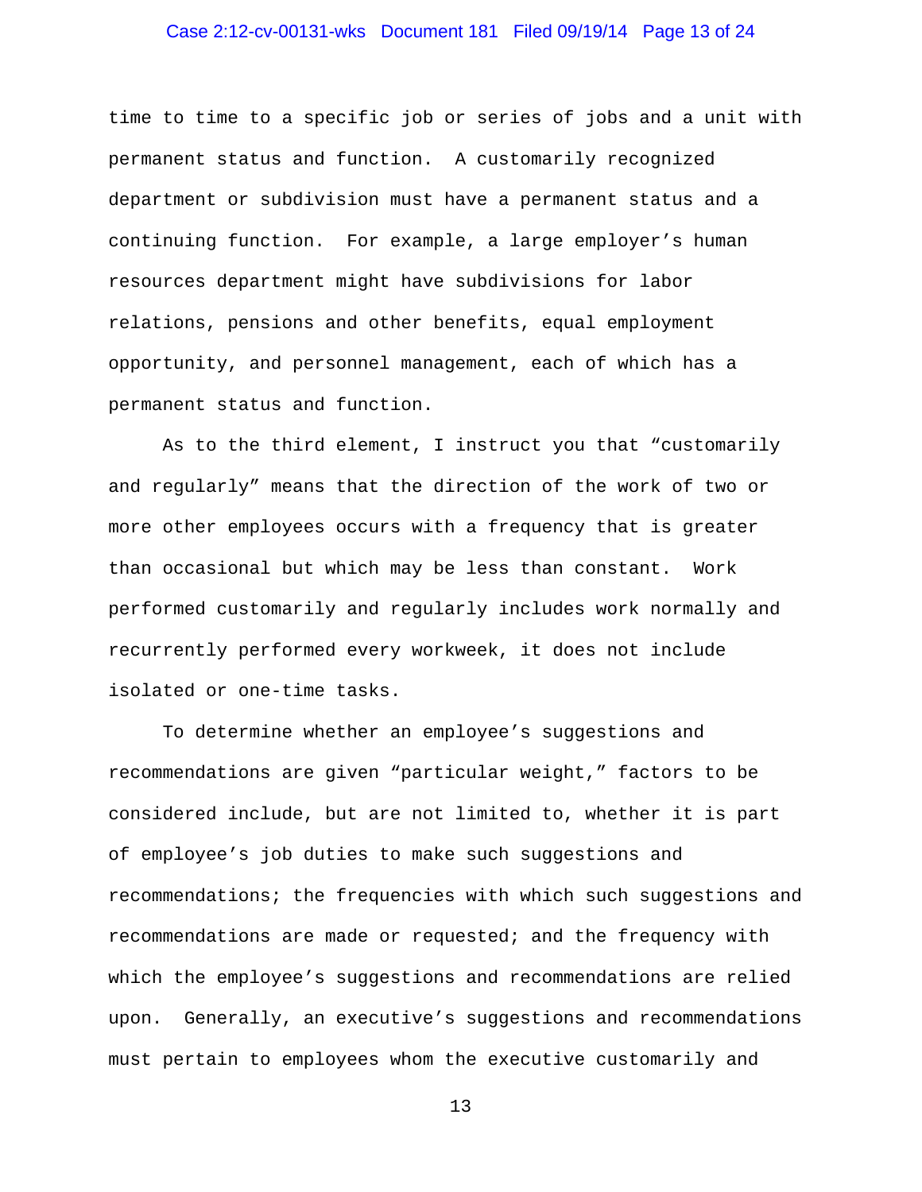time to time to a specific job or series of jobs and a unit with permanent status and function. A customarily recognized department or subdivision must have a permanent status and a continuing function. For example, a large employer's human resources department might have subdivisions for labor relations, pensions and other benefits, equal employment opportunity, and personnel management, each of which has a permanent status and function.

As to the third element, I instruct you that "customarily and regularly" means that the direction of the work of two or more other employees occurs with a frequency that is greater than occasional but which may be less than constant. Work performed customarily and regularly includes work normally and recurrently performed every workweek, it does not include isolated or one-time tasks.

To determine whether an employee's suggestions and recommendations are given "particular weight," factors to be considered include, but are not limited to, whether it is part of employee's job duties to make such suggestions and recommendations; the frequencies with which such suggestions and recommendations are made or requested; and the frequency with which the employee's suggestions and recommendations are relied upon. Generally, an executive's suggestions and recommendations must pertain to employees whom the executive customarily and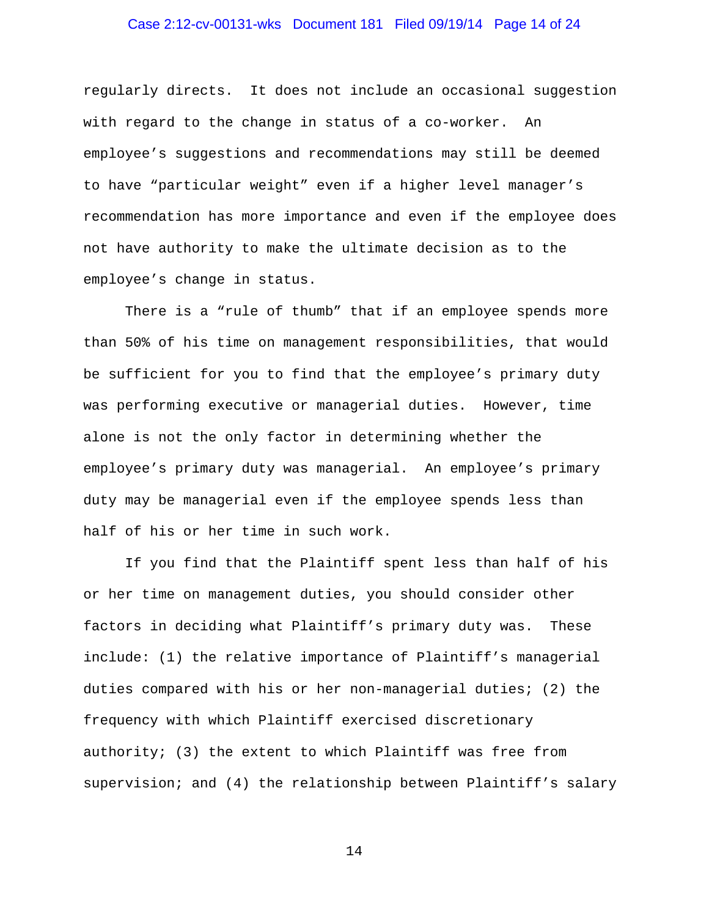regularly directs. It does not include an occasional suggestion with regard to the change in status of a co-worker. An employee's suggestions and recommendations may still be deemed to have "particular weight" even if a higher level manager's recommendation has more importance and even if the employee does not have authority to make the ultimate decision as to the employee's change in status.

There is a "rule of thumb" that if an employee spends more than 50% of his time on management responsibilities, that would be sufficient for you to find that the employee's primary duty was performing executive or managerial duties. However, time alone is not the only factor in determining whether the employee's primary duty was managerial. An employee's primary duty may be managerial even if the employee spends less than half of his or her time in such work.

If you find that the Plaintiff spent less than half of his or her time on management duties, you should consider other factors in deciding what Plaintiff's primary duty was. These include: (1) the relative importance of Plaintiff's managerial duties compared with his or her non-managerial duties; (2) the frequency with which Plaintiff exercised discretionary authority; (3) the extent to which Plaintiff was free from supervision; and (4) the relationship between Plaintiff's salary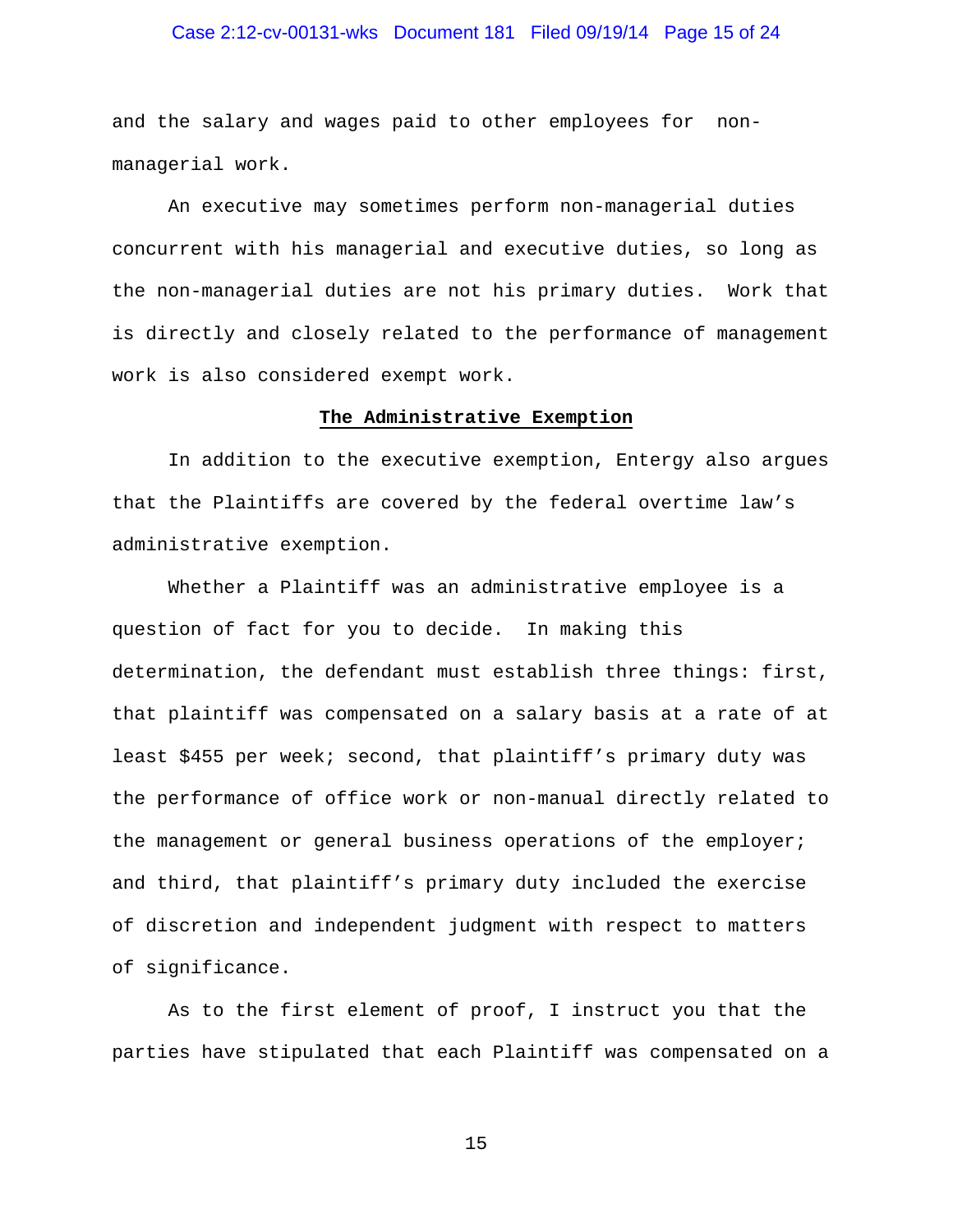and the salary and wages paid to other employees for non-managerial work.

An executive may sometimes perform non-managerial duties concurrent with his managerial and executive duties, so long as the non-managerial duties are not his primary duties. Work that is directly and closely related to the performance of management work is also considered exempt work.

**The Administrative Exemption**

In addition to the executive exemption, Entergy also argues that the Plaintiffs are covered by the federal overtime law's administrative exemption.

Whether a Plaintiff was an administrative employee is a question of fact for you to decide. In making this determination, the defendant must establish three things: first, that plaintiff was compensated on a salary basis at a rate of at least $455 per week; second, that plaintiff's primary duty was the performance of office work or non-manual directly related to the management or general business operations of the employer; and third, that plaintiff's primary duty included the exercise of discretion and independent judgment with respect to matters of significance.

As to the first element of proof, I instruct you that the parties have stipulated that each Plaintiff was compensated on a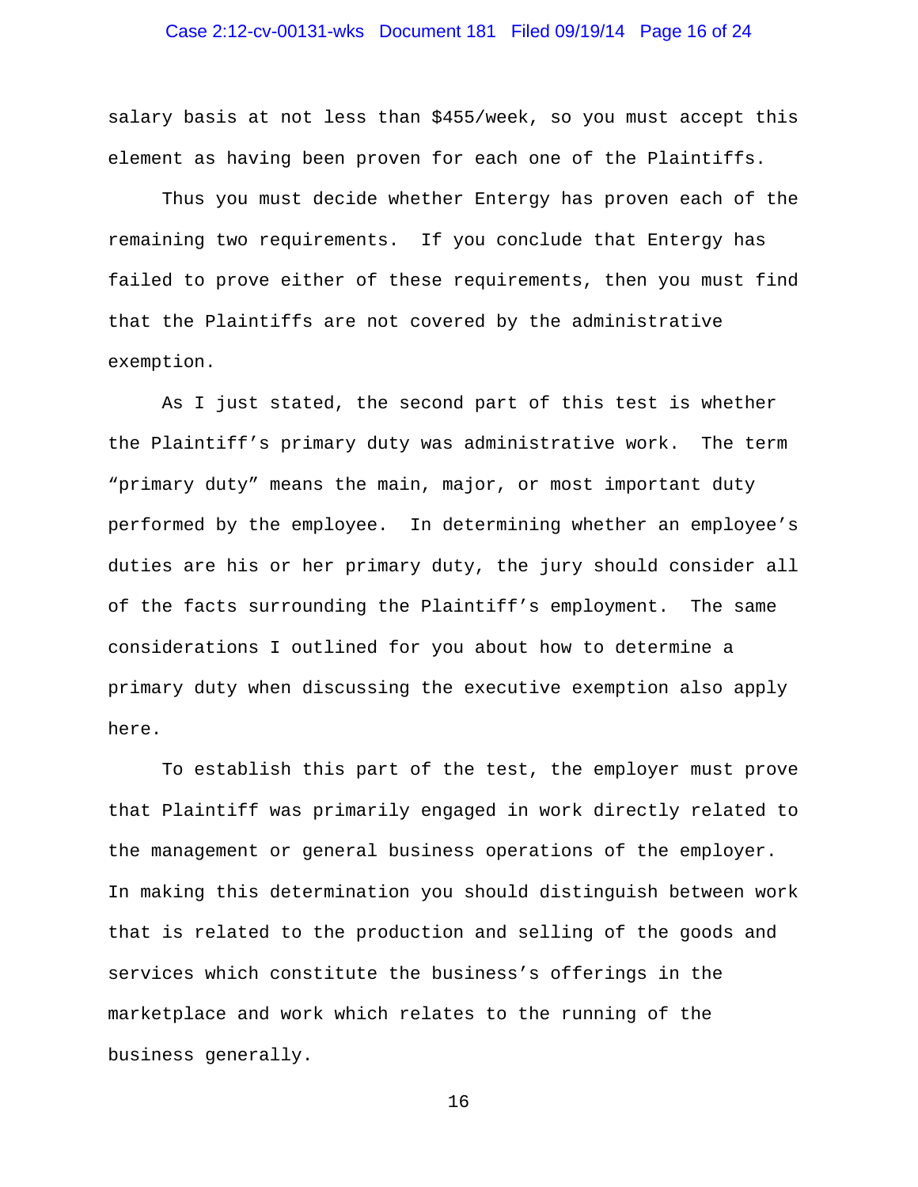salary basis at not less than $455/week, so you must accept this element as having been proven for each one of the Plaintiffs.

Thus you must decide whether Entergy has proven each of the remaining two requirements. If you conclude that Entergy has failed to prove either of these requirements, then you must find that the Plaintiffs are not covered by the administrative exemption.

As I just stated, the second part of this test is whether the Plaintiff's primary duty was administrative work. The term "primary duty" means the main, major, or most important duty performed by the employee. In determining whether an employee's duties are his or her primary duty, the jury should consider all of the facts surrounding the Plaintiff's employment. The same considerations I outlined for you about how to determine a primary duty when discussing the executive exemption also apply here.

To establish this part of the test, the employer must prove that Plaintiff was primarily engaged in work directly related to the management or general business operations of the employer. In making this determination you should distinguish between work that is related to the production and selling of the goods and services which constitute the business's offerings in the marketplace and work which relates to the running of the business generally.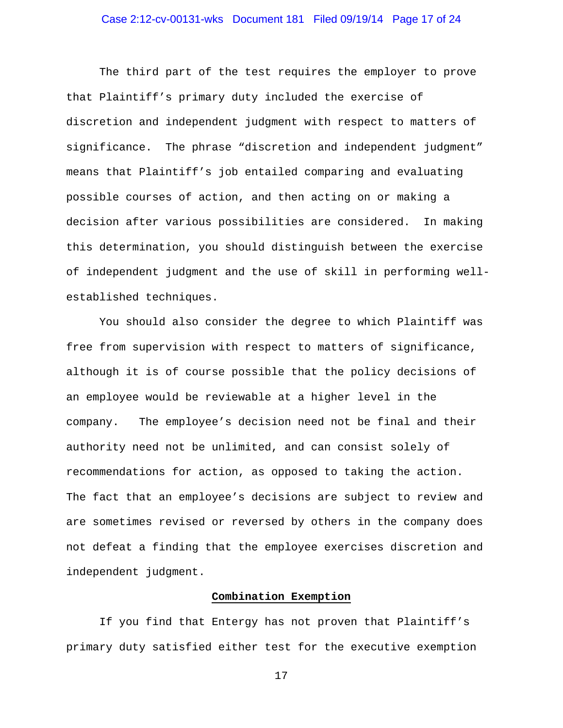The third part of the test requires the employer to prove that Plaintiff's primary duty included the exercise of discretion and independent judgment with respect to matters of significance. The phrase "discretion and independent judgment" means that Plaintiff's job entailed comparing and evaluating possible courses of action, and then acting on or making a decision after various possibilities are considered. In making this determination, you should distinguish between the exercise of independent judgment and the use of skill in performing well-established techniques.

You should also consider the degree to which Plaintiff was free from supervision with respect to matters of significance, although it is of course possible that the policy decisions of an employee would be reviewable at a higher level in the company. The employee's decision need not be final and their authority need not be unlimited, and can consist solely of recommendations for action, as opposed to taking the action. The fact that an employee's decisions are subject to review and are sometimes revised or reversed by others in the company does not defeat a finding that the employee exercises discretion and independent judgment.

**Combination Exemption**

If you find that Entergy has not proven that Plaintiff's primary duty satisfied either test for the executive exemption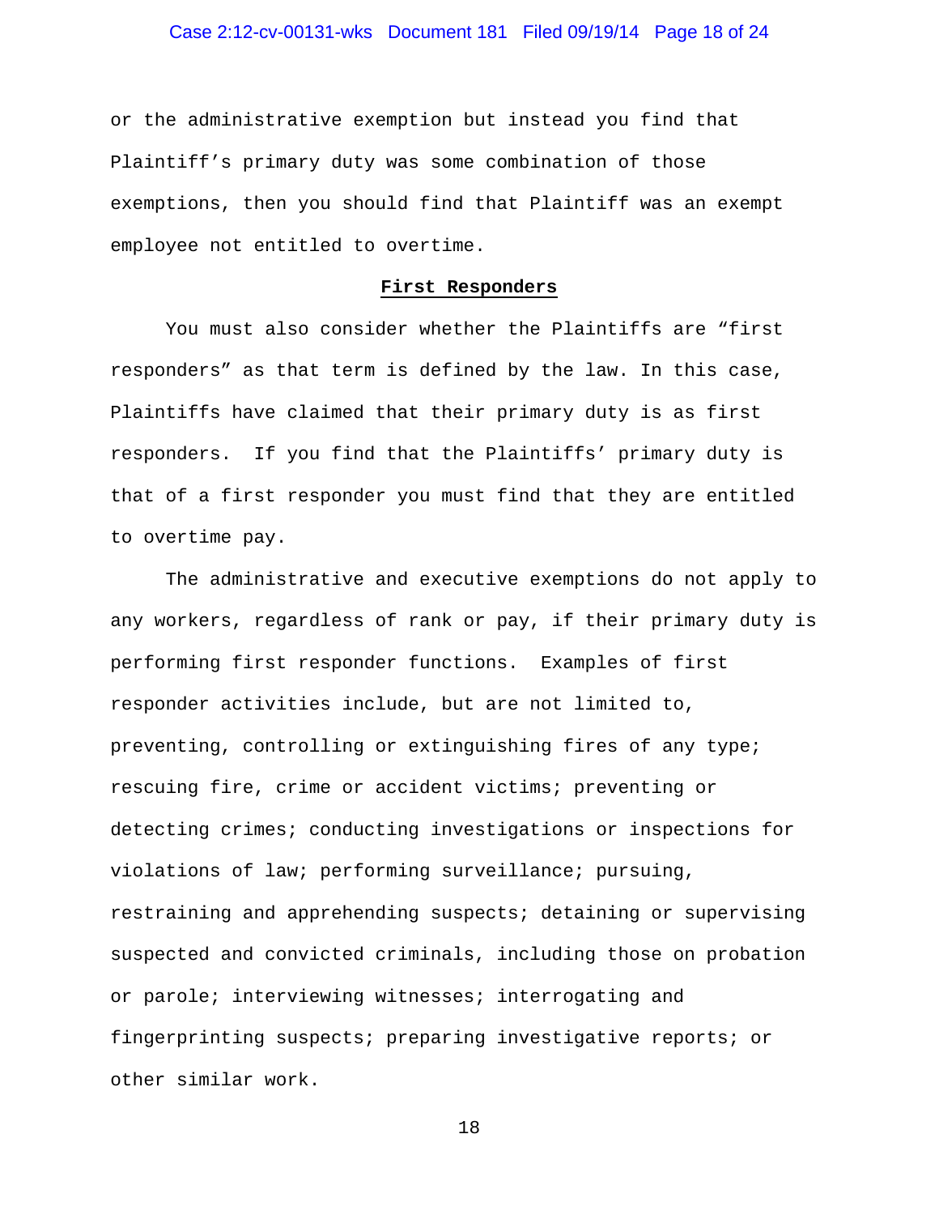or the administrative exemption but instead you find that Plaintiff's primary duty was some combination of those exemptions, then you should find that Plaintiff was an exempt employee not entitled to overtime.

**First Responders**

You must also consider whether the Plaintiffs are "first responders" as that term is defined by the law. In this case, Plaintiffs have claimed that their primary duty is as first responders. If you find that the Plaintiffs' primary duty is that of a first responder you must find that they are entitled to overtime pay.

The administrative and executive exemptions do not apply to any workers, regardless of rank or pay, if their primary duty is performing first responder functions. Examples of first responder activities include, but are not limited to, preventing, controlling or extinguishing fires of any type; rescuing fire, crime or accident victims; preventing or detecting crimes; conducting investigations or inspections for violations of law; performing surveillance; pursuing, restraining and apprehending suspects; detaining or supervising suspected and convicted criminals, including those on probation or parole; interviewing witnesses; interrogating and fingerprinting suspects; preparing investigative reports; or other similar work.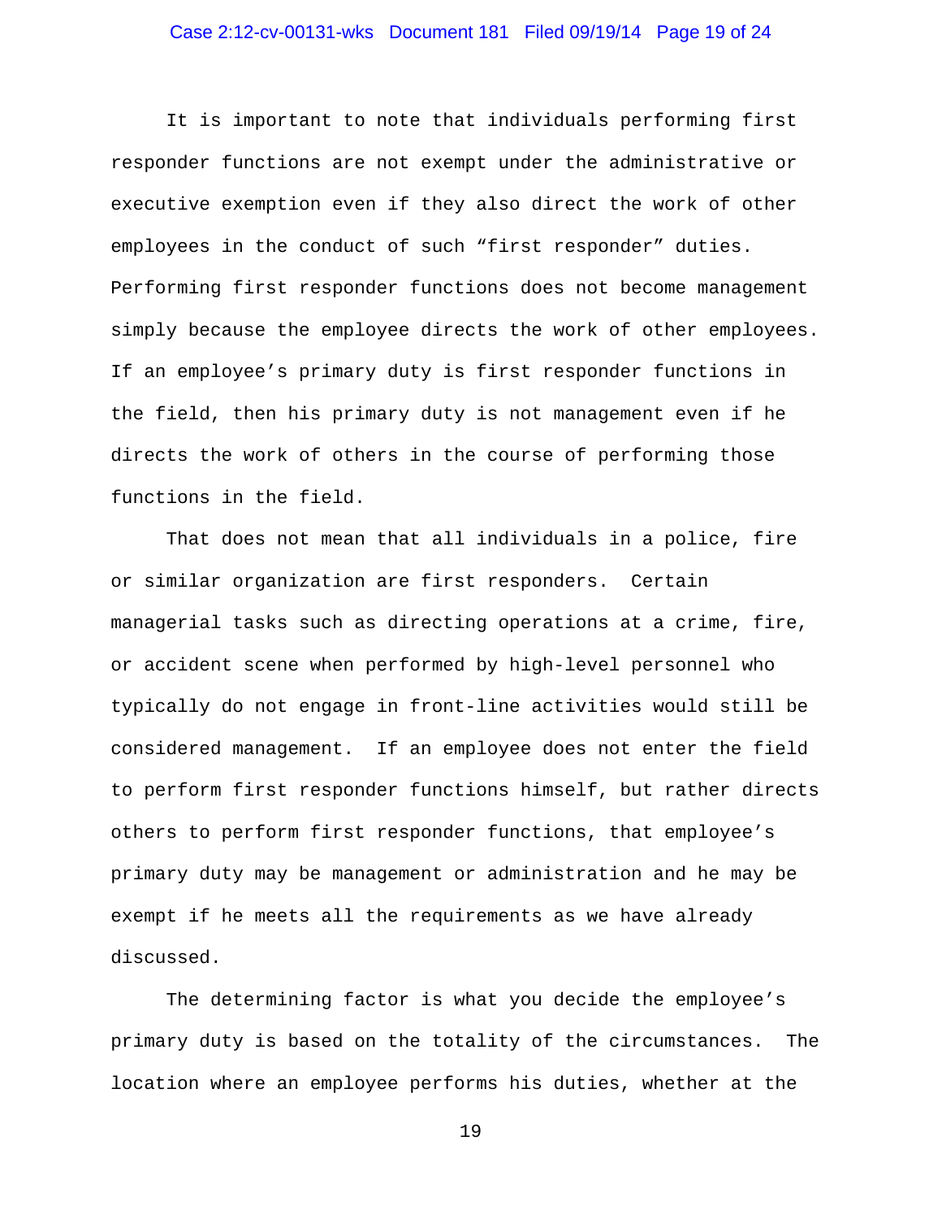It is important to note that individuals performing first responder functions are not exempt under the administrative or executive exemption even if they also direct the work of other employees in the conduct of such “first responder” duties. Performing first responder functions does not become management simply because the employee directs the work of other employees. If an employee’s primary duty is first responder functions in the field, then his primary duty is not management even if he directs the work of others in the course of performing those functions in the field.

That does not mean that all individuals in a police, fire or similar organization are first responders. Certain managerial tasks such as directing operations at a crime, fire, or accident scene when performed by high-level personnel who typically do not engage in front-line activities would still be considered management. If an employee does not enter the field to perform first responder functions himself, but rather directs others to perform first responder functions, that employee’s primary duty may be management or administration and he may be exempt if he meets all the requirements as we have already discussed.

The determining factor is what you decide the employee’s primary duty is based on the totality of the circumstances. The location where an employee performs his duties, whether at the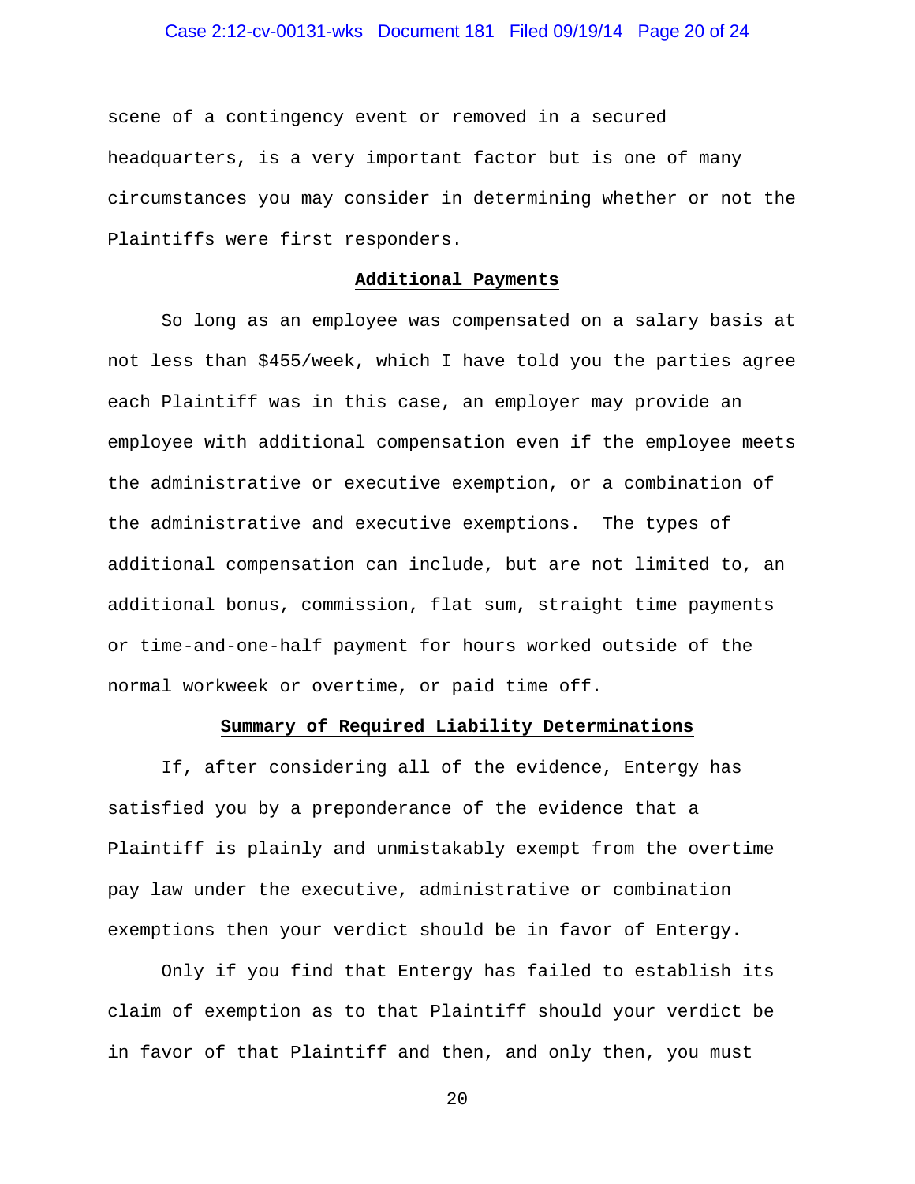scene of a contingency event or removed in a secured headquarters, is a very important factor but is one of many circumstances you may consider in determining whether or not the Plaintiffs were first responders.

**Additional Payments**

So long as an employee was compensated on a salary basis at not less than $455/week, which I have told you the parties agree each Plaintiff was in this case, an employer may provide an employee with additional compensation even if the employee meets the administrative or executive exemption, or a combination of the administrative and executive exemptions. The types of additional compensation can include, but are not limited to, an additional bonus, commission, flat sum, straight time payments or time-and-one-half payment for hours worked outside of the normal workweek or overtime, or paid time off.

**Summary of Required Liability Determinations**

If, after considering all of the evidence, Entergy has satisfied you by a preponderance of the evidence that a Plaintiff is plainly and unmistakably exempt from the overtime pay law under the executive, administrative or combination exemptions then your verdict should be in favor of Entergy.

Only if you find that Entergy has failed to establish its claim of exemption as to that Plaintiff should your verdict be in favor of that Plaintiff and then, and only then, you must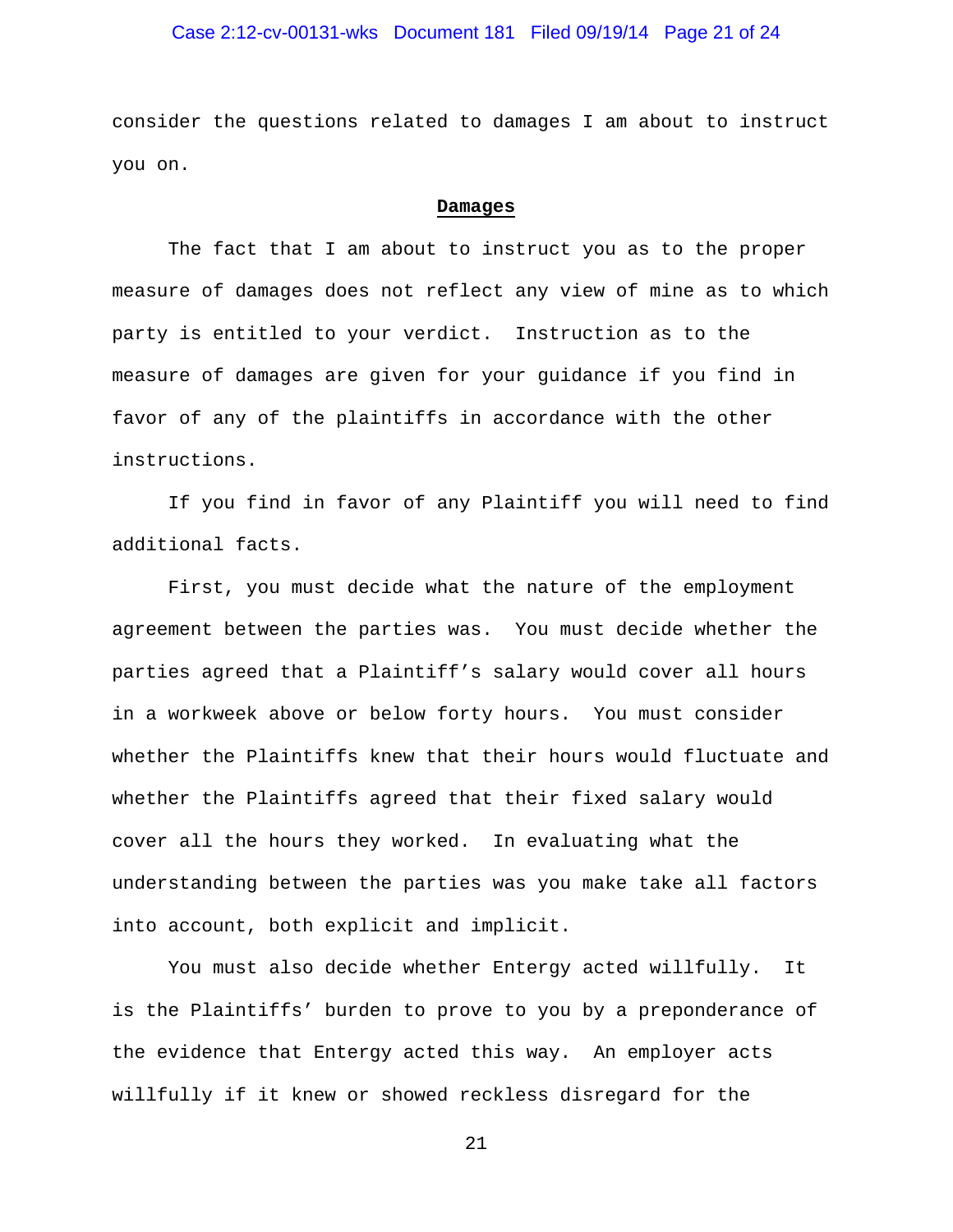consider the questions related to damages I am about to instruct you on.

**Damages**

The fact that I am about to instruct you as to the proper measure of damages does not reflect any view of mine as to which party is entitled to your verdict. Instruction as to the measure of damages are given for your guidance if you find in favor of any of the plaintiffs in accordance with the other instructions.

If you find in favor of any Plaintiff you will need to find additional facts.

First, you must decide what the nature of the employment agreement between the parties was. You must decide whether the parties agreed that a Plaintiff's salary would cover all hours in a workweek above or below forty hours. You must consider whether the Plaintiffs knew that their hours would fluctuate and whether the Plaintiffs agreed that their fixed salary would cover all the hours they worked. In evaluating what the understanding between the parties was you make take all factors into account, both explicit and implicit.

You must also decide whether Entergy acted willfully. It is the Plaintiffs' burden to prove to you by a preponderance of the evidence that Entergy acted this way. An employer acts willfully if it knew or showed reckless disregard for the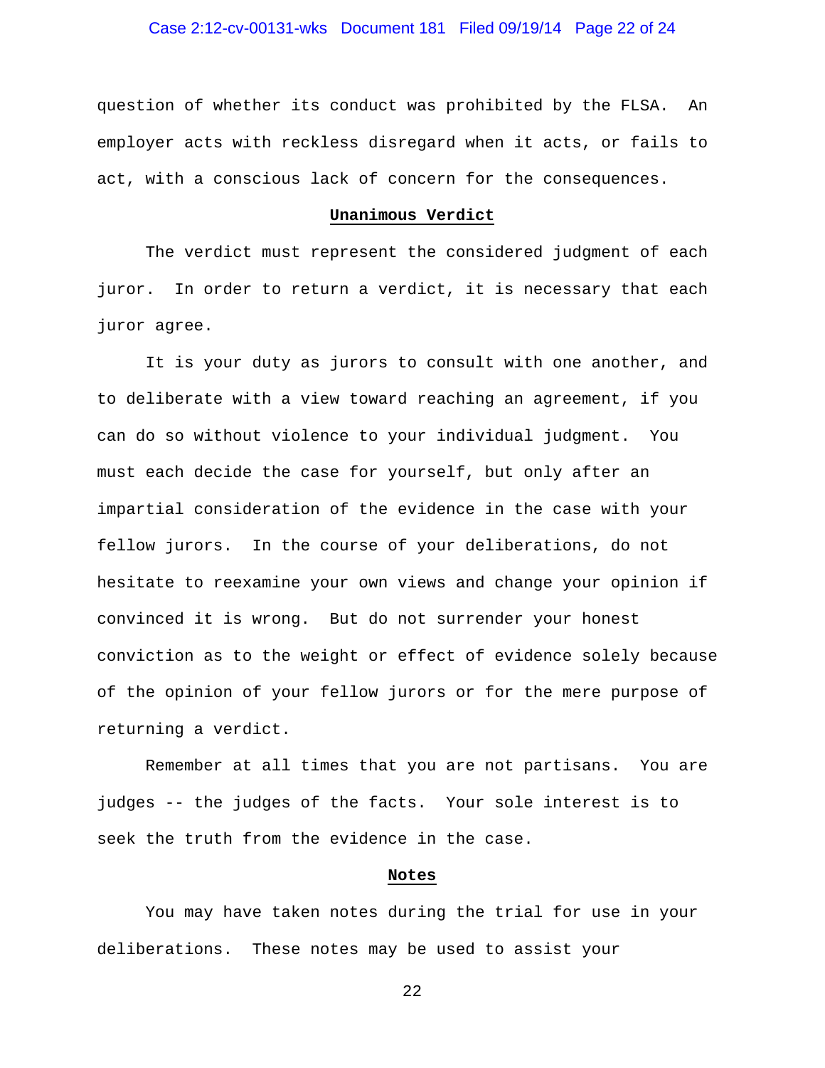question of whether its conduct was prohibited by the FLSA. An employer acts with reckless disregard when it acts, or fails to act, with a conscious lack of concern for the consequences.

**Unanimous Verdict**

The verdict must represent the considered judgment of each juror. In order to return a verdict, it is necessary that each juror agree.

It is your duty as jurors to consult with one another, and to deliberate with a view toward reaching an agreement, if you can do so without violence to your individual judgment. You must each decide the case for yourself, but only after an impartial consideration of the evidence in the case with your fellow jurors. In the course of your deliberations, do not hesitate to reexamine your own views and change your opinion if convinced it is wrong. But do not surrender your honest conviction as to the weight or effect of evidence solely because of the opinion of your fellow jurors or for the mere purpose of returning a verdict.

Remember at all times that you are not partisans. You are judges -- the judges of the facts. Your sole interest is to seek the truth from the evidence in the case.

**Notes**

You may have taken notes during the trial for use in your deliberations. These notes may be used to assist your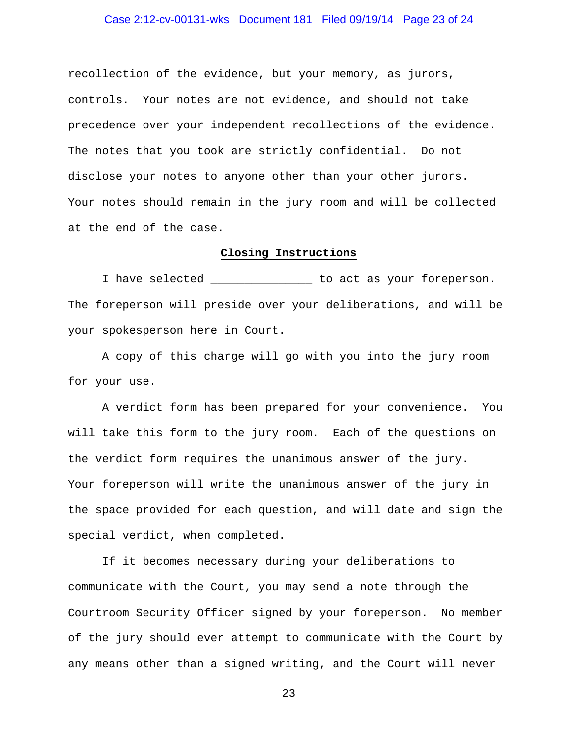recollection of the evidence, but your memory, as jurors, controls. Your notes are not evidence, and should not take precedence over your independent recollections of the evidence. The notes that you took are strictly confidential. Do not disclose your notes to anyone other than your other jurors. Your notes should remain in the jury room and will be collected at the end of the case.

## Closing Instructions

I have selected _______________ to act as your foreperson. The foreperson will preside over your deliberations, and will be your spokesperson here in Court.

A copy of this charge will go with you into the jury room for your use.

A verdict form has been prepared for your convenience. You will take this form to the jury room. Each of the questions on the verdict form requires the unanimous answer of the jury. Your foreperson will write the unanimous answer of the jury in the space provided for each question, and will date and sign the special verdict, when completed.

If it becomes necessary during your deliberations to communicate with the Court, you may send a note through the Courtroom Security Officer signed by your foreperson. No member of the jury should ever attempt to communicate with the Court by any means other than a signed writing, and the Court will never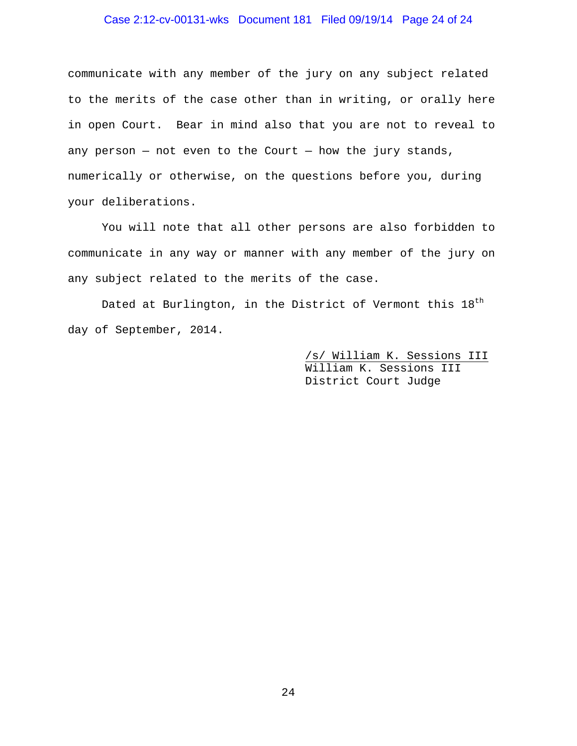communicate with any member of the jury on any subject related to the merits of the case other than in writing, or orally here in open Court. Bear in mind also that you are not to reveal to any person — not even to the Court — how the jury stands, numerically or otherwise, on the questions before you, during your deliberations.

You will note that all other persons are also forbidden to communicate in any way or manner with any member of the jury on any subject related to the merits of the case.

Dated at Burlington, in the District of Vermont this 18th day of September, 2014.

/s/ William K. Sessions III
William K. Sessions III
District Court Judge